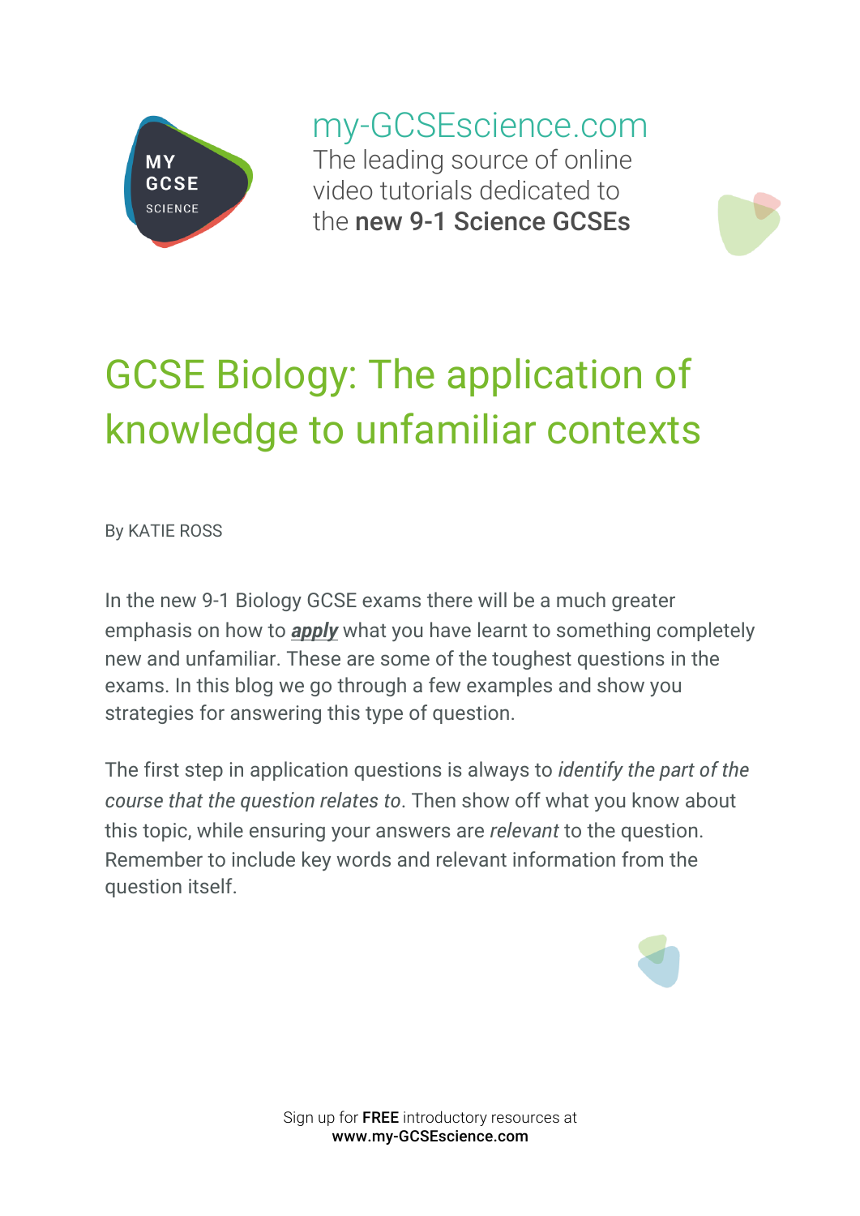my-GCSEscience.com

The leading source of online video tutorials dedicated to the **new 9-1 Science GCSEs**

# GCSE Biology: The application of knowledge to unfamiliar contexts

By KATIE ROSS

In the new 9-1 Biology GCSE exams there will be a much greater emphasis on how to ***apply*** what you have learnt to something completely new and unfamiliar. These are some of the toughest questions in the exams. In this blog we go through a few examples and show you strategies for answering this type of question.

The first step in application questions is always to *identify the part of the course that the question relates to*. Then show off what you know about this topic, while ensuring your answers are *relevant* to the question. Remember to include key words and relevant information from the question itself.

Sign up for **FREE** introductory resources at **www.my-GCSEscience.com**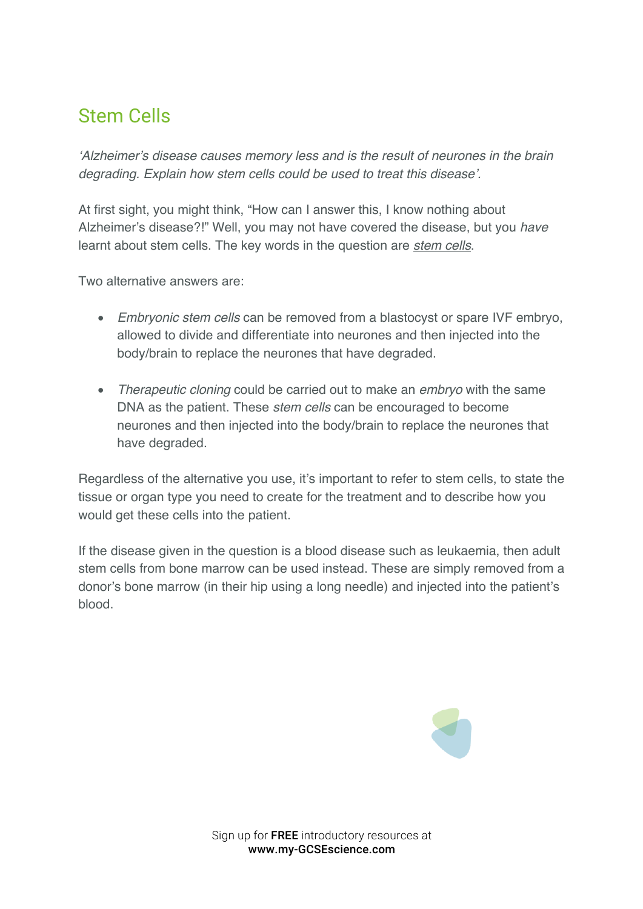## Stem Cells

*'Alzheimer's disease causes memory less and is the result of neurones in the brain degrading. Explain how stem cells could be used to treat this disease'.*

At first sight, you might think, "How can I answer this, I know nothing about Alzheimer's disease?!" Well, you may not have covered the disease, but you *have* learnt about stem cells. The key words in the question are *stem cells*.

Two alternative answers are:

- *Embryonic stem cells* can be removed from a blastocyst or spare IVF embryo, allowed to divide and differentiate into neurones and then injected into the body/brain to replace the neurones that have degraded.

- *Therapeutic cloning* could be carried out to make an *embryo* with the same DNA as the patient. These *stem cells* can be encouraged to become neurones and then injected into the body/brain to replace the neurones that have degraded.

Regardless of the alternative you use, it's important to refer to stem cells, to state the tissue or organ type you need to create for the treatment and to describe how you would get these cells into the patient.

If the disease given in the question is a blood disease such as leukaemia, then adult stem cells from bone marrow can be used instead. These are simply removed from a donor's bone marrow (in their hip using a long needle) and injected into the patient's blood.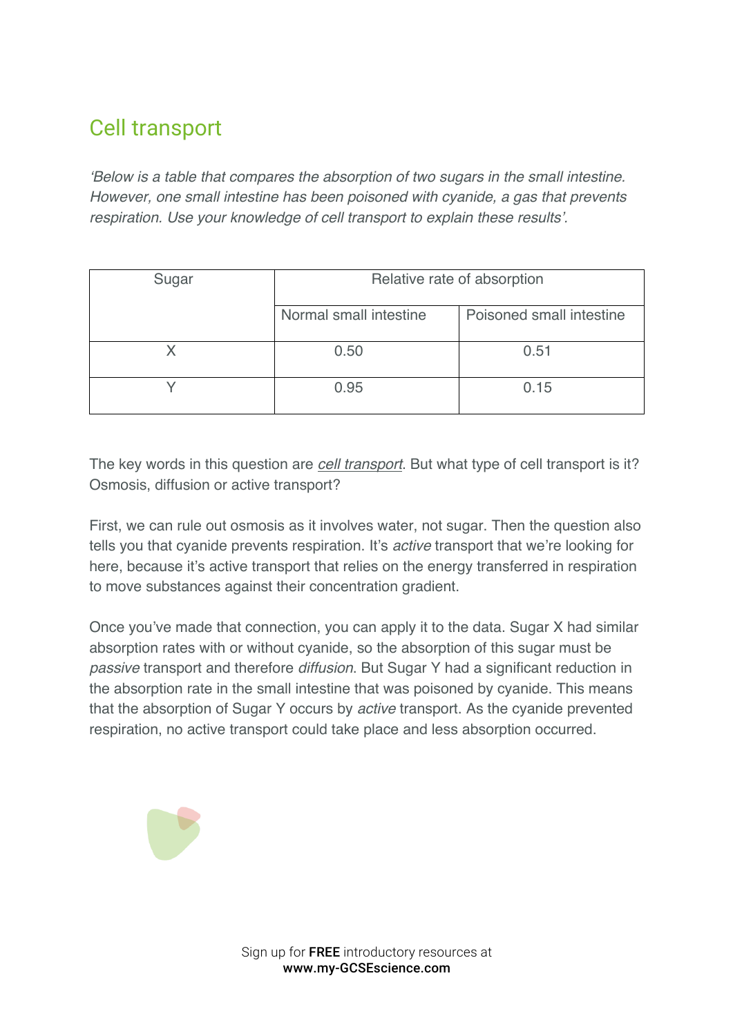## Cell transport

*'Below is a table that compares the absorption of two sugars in the small intestine. However, one small intestine has been poisoned with cyanide, a gas that prevents respiration. Use your knowledge of cell transport to explain these results'.*

| Sugar | Relative rate of absorption | |
|---|---|---|
| | Normal small intestine | Poisoned small intestine |
| X | 0.50 | 0.51 |
| Y | 0.95 | 0.15 |

The key words in this question are cell transport. But what type of cell transport is it? Osmosis, diffusion or active transport?

First, we can rule out osmosis as it involves water, not sugar. Then the question also tells you that cyanide prevents respiration. It's *active* transport that we're looking for here, because it's active transport that relies on the energy transferred in respiration to move substances against their concentration gradient.

Once you've made that connection, you can apply it to the data. Sugar X had similar absorption rates with or without cyanide, so the absorption of this sugar must be *passive* transport and therefore *diffusion*. But Sugar Y had a significant reduction in the absorption rate in the small intestine that was poisoned by cyanide. This means that the absorption of Sugar Y occurs by *active* transport. As the cyanide prevented respiration, no active transport could take place and less absorption occurred.

Sign up for **FREE** introductory resources at
**www.my-GCSEscience.com**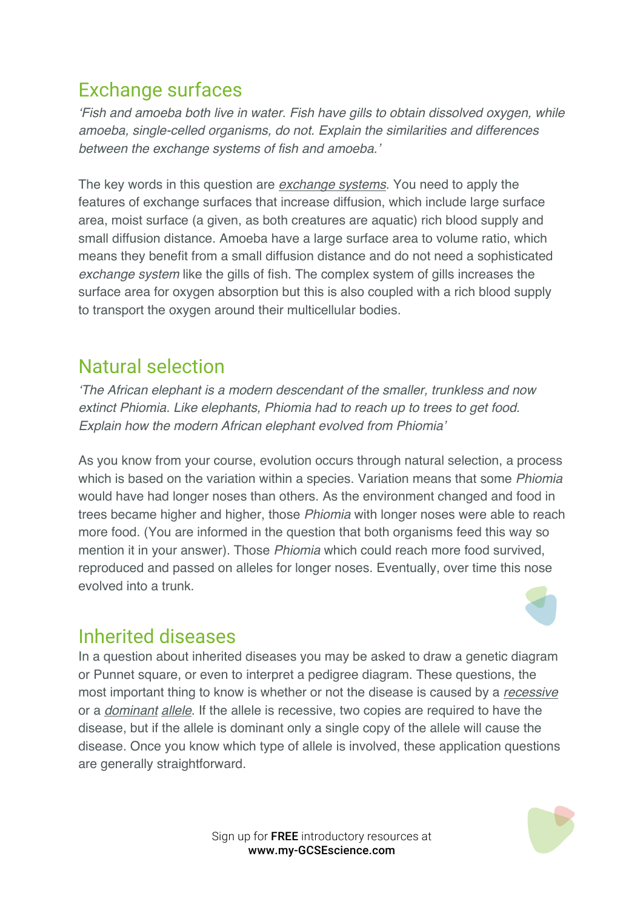## Exchange surfaces

*'Fish and amoeba both live in water. Fish have gills to obtain dissolved oxygen, while amoeba, single-celled organisms, do not. Explain the similarities and differences between the exchange systems of fish and amoeba.'*

The key words in this question are *exchange systems*. You need to apply the features of exchange surfaces that increase diffusion, which include large surface area, moist surface (a given, as both creatures are aquatic) rich blood supply and small diffusion distance. Amoeba have a large surface area to volume ratio, which means they benefit from a small diffusion distance and do not need a sophisticated *exchange system* like the gills of fish. The complex system of gills increases the surface area for oxygen absorption but this is also coupled with a rich blood supply to transport the oxygen around their multicellular bodies.

## Natural selection

*'The African elephant is a modern descendant of the smaller, trunkless and now extinct Phiomia. Like elephants, Phiomia had to reach up to trees to get food. Explain how the modern African elephant evolved from Phiomia'*

As you know from your course, evolution occurs through natural selection, a process which is based on the variation within a species. Variation means that some *Phiomia* would have had longer noses than others. As the environment changed and food in trees became higher and higher, those *Phiomia* with longer noses were able to reach more food. (You are informed in the question that both organisms feed this way so mention it in your answer). Those *Phiomia* which could reach more food survived, reproduced and passed on alleles for longer noses. Eventually, over time this nose evolved into a trunk.

## Inherited diseases

In a question about inherited diseases you may be asked to draw a genetic diagram or Punnet square, or even to interpret a pedigree diagram. These questions, the most important thing to know is whether or not the disease is caused by a *recessive* or a *dominant allele*. If the allele is recessive, two copies are required to have the disease, but if the allele is dominant only a single copy of the allele will cause the disease. Once you know which type of allele is involved, these application questions are generally straightforward.

Sign up for **FREE** introductory resources at
**www.my-GCSEscience.com**